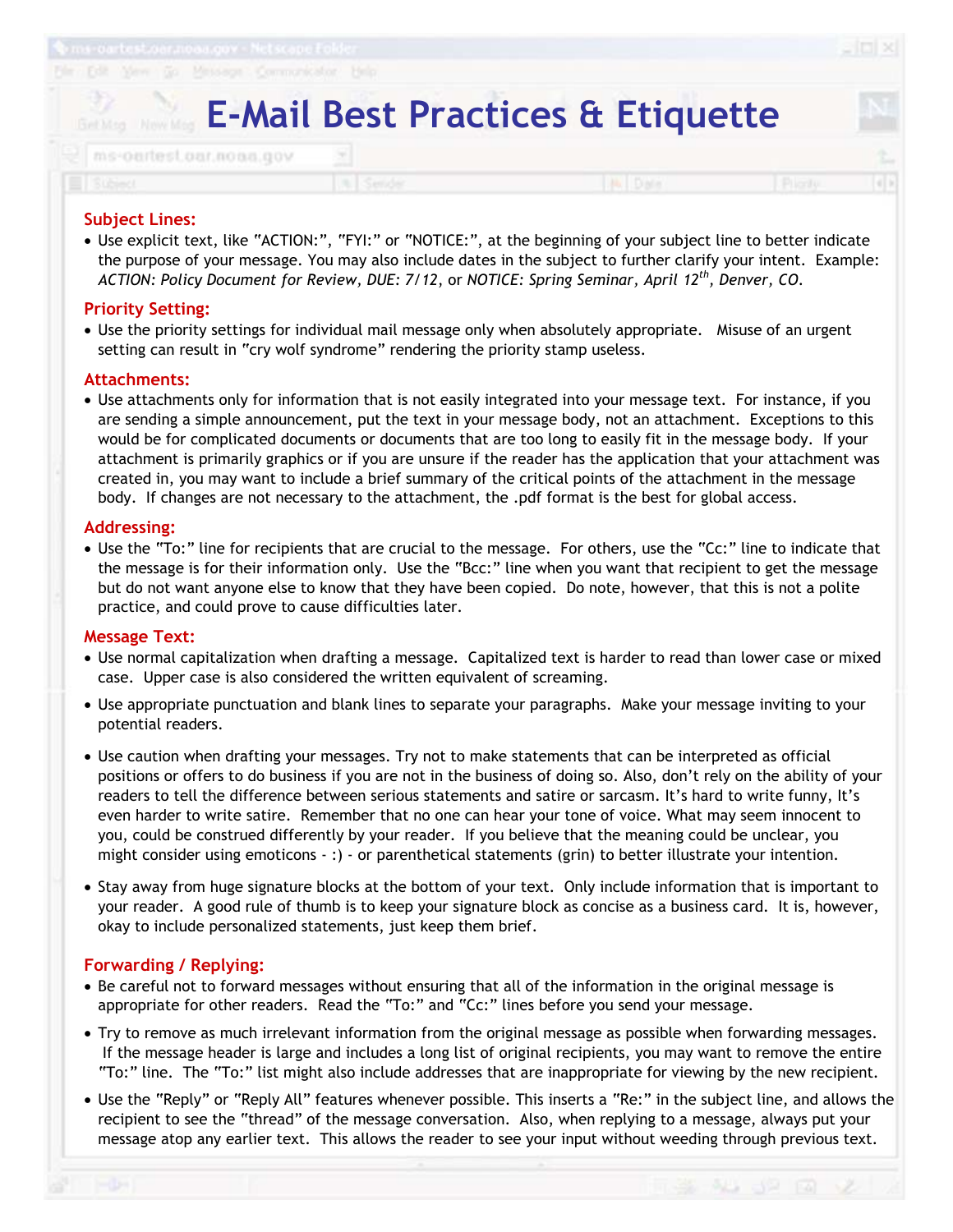# E-Mail Best Practices & Etiquette

## Subject Lines:

- Use explicit text, like "ACTION:", "FYI:" or "NOTICE:", at the beginning of your subject line to better indicate the purpose of your message. You may also include dates in the subject to further clarify your intent. Example: *ACTION: Policy Document for Review, DUE: 7/12*, or *NOTICE: Spring Seminar, April 12th, Denver, CO.*

## Priority Setting:

- Use the priority settings for individual mail message only when absolutely appropriate. Misuse of an urgent setting can result in "cry wolf syndrome" rendering the priority stamp useless.

## Attachments:

- Use attachments only for information that is not easily integrated into your message text. For instance, if you are sending a simple announcement, put the text in your message body, not an attachment. Exceptions to this would be for complicated documents or documents that are too long to easily fit in the message body. If your attachment is primarily graphics or if you are unsure if the reader has the application that your attachment was created in, you may want to include a brief summary of the critical points of the attachment in the message body. If changes are not necessary to the attachment, the .pdf format is the best for global access.

## Addressing:

- Use the "To:" line for recipients that are crucial to the message. For others, use the "Cc:" line to indicate that the message is for their information only. Use the "Bcc:" line when you want that recipient to get the message but do not want anyone else to know that they have been copied. Do note, however, that this is not a polite practice, and could prove to cause difficulties later.

## Message Text:

- Use normal capitalization when drafting a message. Capitalized text is harder to read than lower case or mixed case. Upper case is also considered the written equivalent of screaming.

- Use appropriate punctuation and blank lines to separate your paragraphs. Make your message inviting to your potential readers.

- Use caution when drafting your messages. Try not to make statements that can be interpreted as official positions or offers to do business if you are not in the business of doing so. Also, don't rely on the ability of your readers to tell the difference between serious statements and satire or sarcasm. It's hard to write funny, It's even harder to write satire. Remember that no one can hear your tone of voice. What may seem innocent to you, could be construed differently by your reader. If you believe that the meaning could be unclear, you might consider using emoticons - :) - or parenthetical statements (grin) to better illustrate your intention.

- Stay away from huge signature blocks at the bottom of your text. Only include information that is important to your reader. A good rule of thumb is to keep your signature block as concise as a business card. It is, however, okay to include personalized statements, just keep them brief.

## Forwarding / Replying:

- Be careful not to forward messages without ensuring that all of the information in the original message is appropriate for other readers. Read the "To:" and "Cc:" lines before you send your message.

- Try to remove as much irrelevant information from the original message as possible when forwarding messages. If the message header is large and includes a long list of original recipients, you may want to remove the entire "To:" line. The "To:" list might also include addresses that are inappropriate for viewing by the new recipient.

- Use the "Reply" or "Reply All" features whenever possible. This inserts a "Re:" in the subject line, and allows the recipient to see the "thread" of the message conversation. Also, when replying to a message, always put your message atop any earlier text. This allows the reader to see your input without weeding through previous text.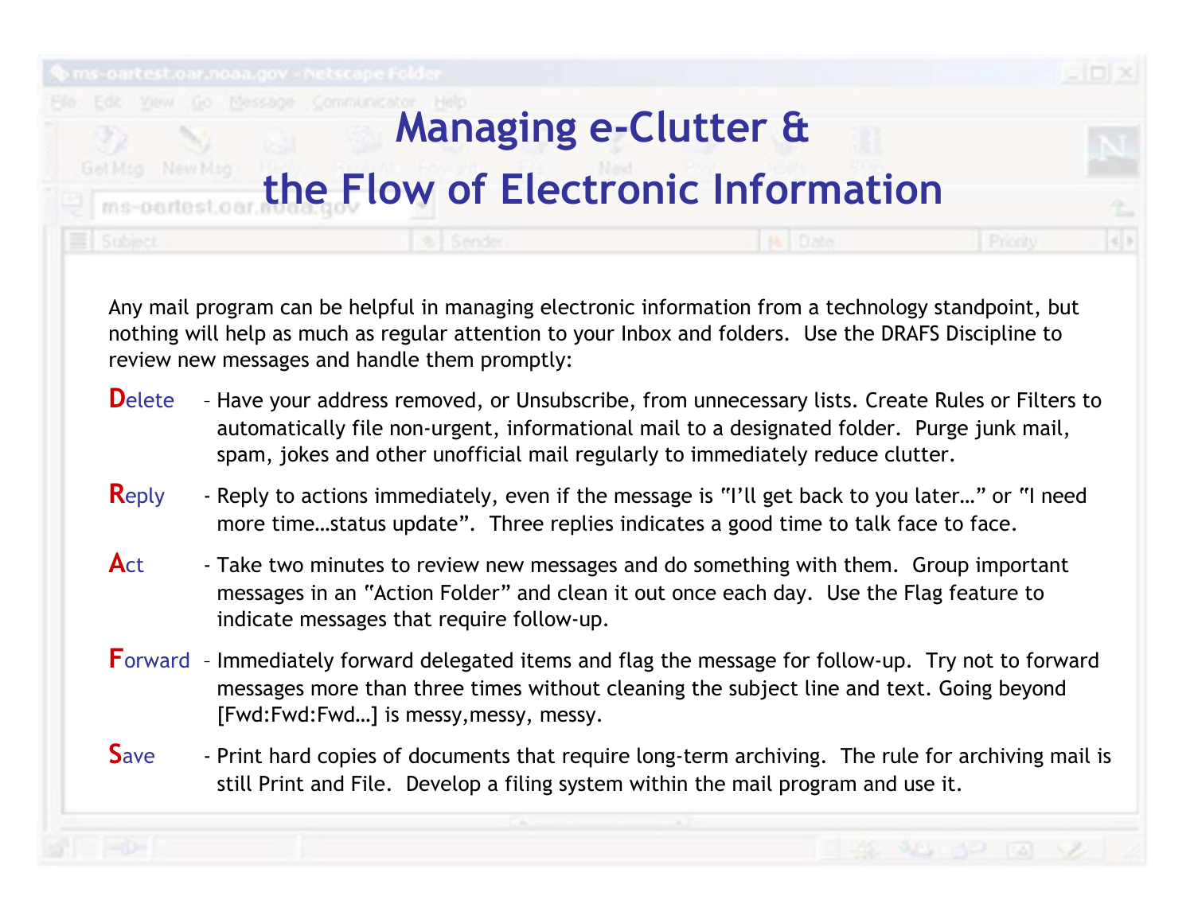# Managing e-Clutter & the Flow of Electronic Information

Any mail program can be helpful in managing electronic information from a technology standpoint, but nothing will help as much as regular attention to your Inbox and folders. Use the DRAFS Discipline to review new messages and handle them promptly:

**D**elete – Have your address removed, or Unsubscribe, from unnecessary lists. Create Rules or Filters to automatically file non-urgent, informational mail to a designated folder. Purge junk mail, spam, jokes and other unofficial mail regularly to immediately reduce clutter.

**R**eply - Reply to actions immediately, even if the message is "I'll get back to you later…" or "I need more time…status update". Three replies indicates a good time to talk face to face.

**A**ct - Take two minutes to review new messages and do something with them. Group important messages in an "Action Folder" and clean it out once each day. Use the Flag feature to indicate messages that require follow-up.

**F**orward – Immediately forward delegated items and flag the message for follow-up. Try not to forward messages more than three times without cleaning the subject line and text. Going beyond [Fwd:Fwd:Fwd…] is messy,messy, messy.

**S**ave - Print hard copies of documents that require long-term archiving. The rule for archiving mail is still Print and File. Develop a filing system within the mail program and use it.